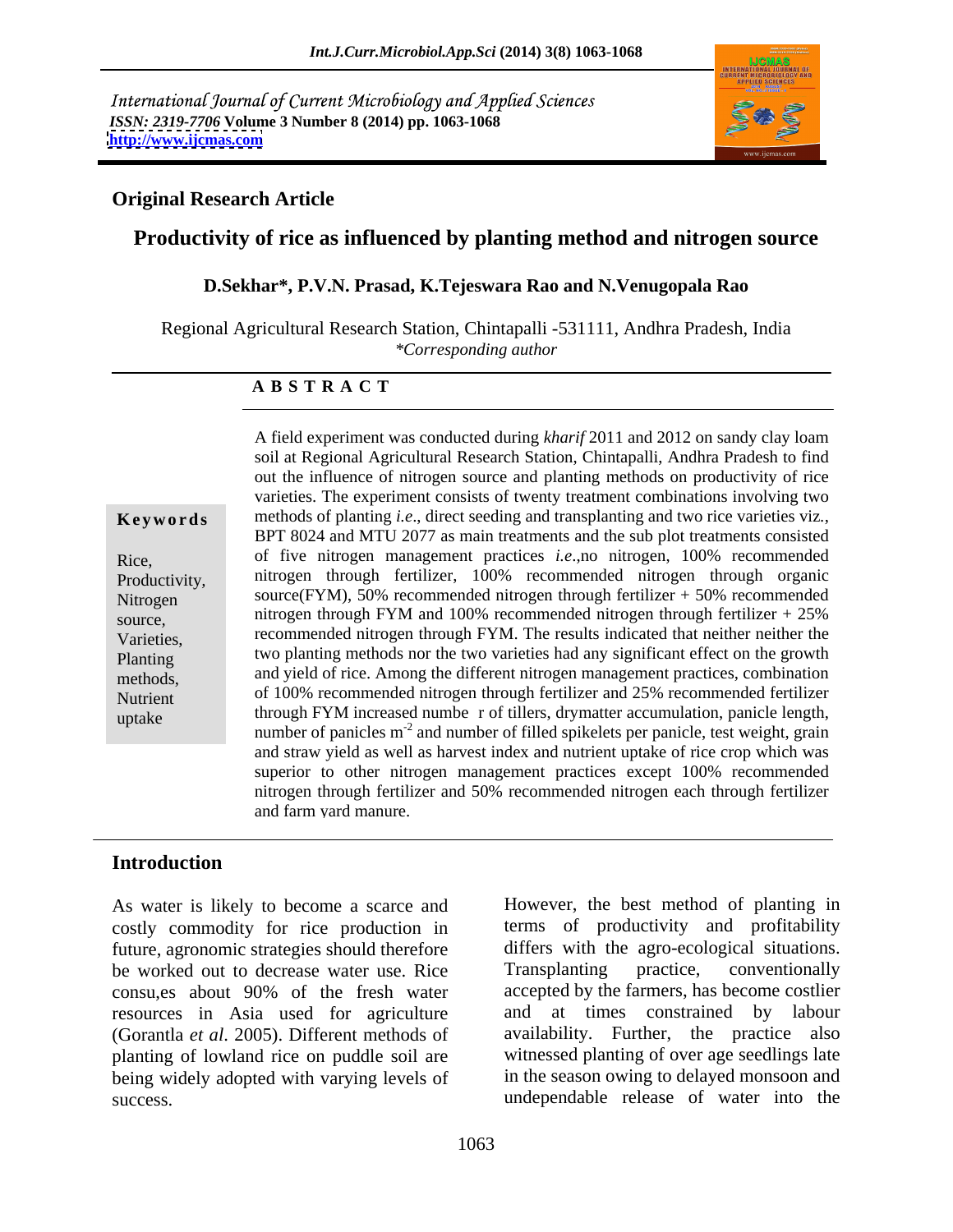*International Journal of Current Microbiology and Applied Sciences*
*ISSN: 2319-7706* **Volume 3 Number 8 (2014) pp. 1063-1068**
**http://www.ijcmas.com**

**Original Research Article**

# Productivity of rice as influenced by planting method and nitrogen source

**D.Sekhar\*, P.V.N. Prasad, K.Tejeswara Rao and N.Venugopala Rao**

Regional Agricultural Research Station, Chintapalli -531111, Andhra Pradesh, India
*\*Corresponding author*

## ABSTRACT

**Keywords**

Rice, Productivity, Nitrogen source, Varieties, Planting methods, Nutrient uptake

A field experiment was conducted during *kharif* 2011 and 2012 on sandy clay loam soil at Regional Agricultural Research Station, Chintapalli, Andhra Pradesh to find out the influence of nitrogen source and planting methods on productivity of rice varieties. The experiment consists of twenty treatment combinations involving two methods of planting *i.e*., direct seeding and transplanting and two rice varieties viz., BPT 8024 and MTU 2077 as main treatments and the sub plot treatments consisted of five nitrogen management practices *i.e*.,no nitrogen, 100% recommended nitrogen through fertilizer, 100% recommended nitrogen through organic source(FYM), 50% recommended nitrogen through fertilizer + 50% recommended nitrogen through FYM and 100% recommended nitrogen through fertilizer + 25% recommended nitrogen through FYM. The results indicated that neither neither the two planting methods nor the two varieties had any significant effect on the growth and yield of rice. Among the different nitrogen management practices, combination of 100% recommended nitrogen through fertilizer and 25% recommended fertilizer through FYM increased numbe r of tillers, drymatter accumulation, panicle length, number of panicles $m^{-2}$ and number of filled spikelets per panicle, test weight, grain and straw yield as well as harvest index and nutrient uptake of rice crop which was superior to other nitrogen management practices except 100% recommended nitrogen through fertilizer and 50% recommended nitrogen each through fertilizer and farm yard manure.

## Introduction

As water is likely to become a scarce and costly commodity for rice production in future, agronomic strategies should therefore be worked out to decrease water use. Rice consu,es about 90% of the fresh water resources in Asia used for agriculture (Gorantla *et al*. 2005). Different methods of planting of lowland rice on puddle soil are being widely adopted with varying levels of success.

However, the best method of planting in terms of productivity and profitability differs with the agro-ecological situations. Transplanting practice, conventionally accepted by the farmers, has become costlier and at times constrained by labour availability. Further, the practice also witnessed planting of over age seedlings late in the season owing to delayed monsoon and undependable release of water into the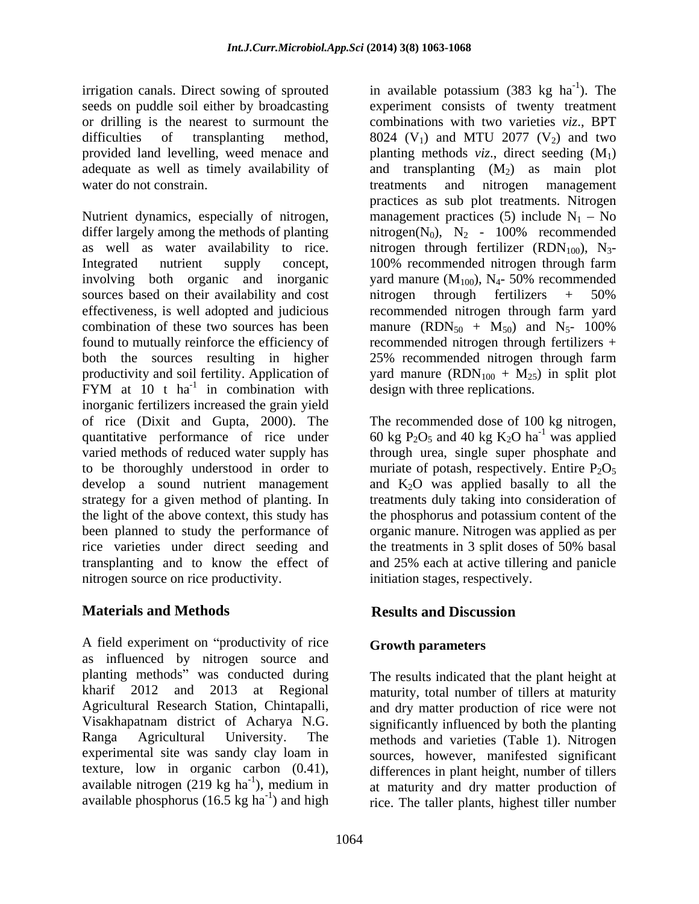irrigation canals. Direct sowing of sprouted seeds on puddle soil either by broadcasting or drilling is the nearest to surmount the difficulties of transplanting method, provided land levelling, weed menace and adequate as well as timely availability of water do not constrain.

Nutrient dynamics, especially of nitrogen, differ largely among the methods of planting as well as water availability to rice. Integrated nutrient supply concept, involving both organic and inorganic sources based on their availability and cost effectiveness, is well adopted and judicious combination of these two sources has been found to mutually reinforce the efficiency of both the sources resulting in higher productivity and soil fertility. Application of FYM at 10 t $ha^{-1}$ in combination with inorganic fertilizers increased the grain yield of rice (Dixit and Gupta, 2000). The quantitative performance of rice under varied methods of reduced water supply has to be thoroughly understood in order to develop a sound nutrient management strategy for a given method of planting. In the light of the above context, this study has been planned to study the performance of rice varieties under direct seeding and transplanting and to know the effect of nitrogen source on rice productivity.

## Materials and Methods

A field experiment on "productivity of rice as influenced by nitrogen source and planting methods" was conducted during kharif 2012 and 2013 at Regional Agricultural Research Station, Chintapalli, Visakhapatnam district of Acharya N.G. Ranga Agricultural University. The experimental site was sandy clay loam in texture, low in organic carbon (0.41), available nitrogen (219 kg $ha^{-1}$), medium in available phosphorus (16.5 kg $ha^{-1}$) and high in available potassium (383 kg $ha^{-1}$). The experiment consists of twenty treatment combinations with two varieties *viz*., BPT 8024 ($V_1$) and MTU 2077 ($V_2$) and two planting methods *viz*., direct seeding ($M_1$) and transplanting ($M_2$) as main plot treatments and nitrogen management practices as sub plot treatments. Nitrogen management practices (5) include $N_1$ – No nitrogen($N_0$), $N_2$ - 100% recommended nitrogen through fertilizer ($RDN_{100}$), $N_3$- 100% recommended nitrogen through farm yard manure ($M_{100}$), $N_4$- 50% recommended nitrogen through fertilizers + 50% recommended nitrogen through farm yard manure ($RDN_{50}$ + $M_{50}$) and $N_5$- 100% recommended nitrogen through fertilizers + 25% recommended nitrogen through farm yard manure ($RDN_{100}$ + $M_{25}$) in split plot design with three replications.

The recommended dose of 100 kg nitrogen, 60 kg $P_2O_5$ and 40 kg $K_2O$ $ha^{-1}$ was applied through urea, single super phosphate and muriate of potash, respectively. Entire $P_2O_5$ and $K_2O$ was applied basally to all the treatments duly taking into consideration of the phosphorus and potassium content of the organic manure. Nitrogen was applied as per the treatments in 3 split doses of 50% basal and 25% each at active tillering and panicle initiation stages, respectively.

## Results and Discussion

### Growth parameters

The results indicated that the plant height at maturity, total number of tillers at maturity and dry matter production of rice were not significantly influenced by both the planting methods and varieties (Table 1). Nitrogen sources, however, manifested significant differences in plant height, number of tillers at maturity and dry matter production of rice. The taller plants, highest tiller number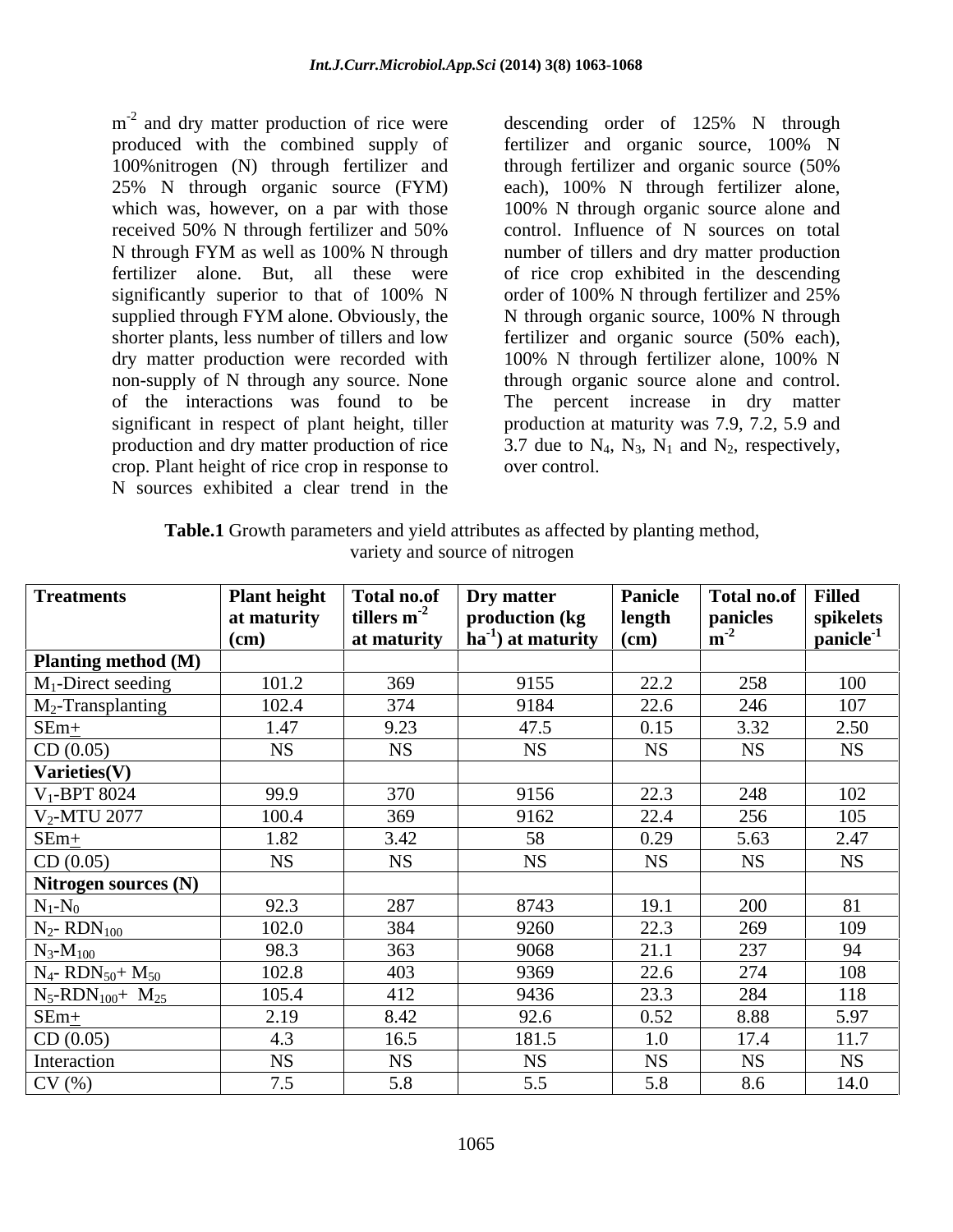$m^{-2}$ and dry matter production of rice were produced with the combined supply of 100%nitrogen (N) through fertilizer and 25% N through organic source (FYM) which was, however, on a par with those received 50% N through fertilizer and 50% N through FYM as well as 100% N through fertilizer alone. But, all these were significantly superior to that of 100% N supplied through FYM alone. Obviously, the shorter plants, less number of tillers and low dry matter production were recorded with non-supply of N through any source. None of the interactions was found to be significant in respect of plant height, tiller production and dry matter production of rice crop. Plant height of rice crop in response to N sources exhibited a clear trend in the descending order of 125% N through fertilizer and organic source, 100% N through fertilizer and organic source (50% each), 100% N through fertilizer alone, 100% N through organic source alone and control. Influence of N sources on total number of tillers and dry matter production of rice crop exhibited in the descending order of 100% N through fertilizer and 25% N through organic source, 100% N through fertilizer and organic source (50% each), 100% N through fertilizer alone, 100% N through organic source alone and control. The percent increase in dry matter production at maturity was 7.9, 7.2, 5.9 and 3.7 due to $N_4$, $N_3$, $N_1$ and $N_2$, respectively, over control.

**Table.1** Growth parameters and yield attributes as affected by planting method, variety and source of nitrogen

| Treatments | Plant height at maturity (cm) | Total no.of tillers $m^{-2}$ at maturity | Dry matter production (kg $ha^{-1}$) at maturity | Panicle length (cm) | Total no.of panicles $m^{-2}$ | Filled spikelets $panicle^{-1}$ |
|---|---|---|---|---|---|---|
| **Planting method (M)** | | | | | | |
| $M_1$-Direct seeding | 101.2 | 369 | 9155 | 22.2 | 258 | 100 |
| $M_2$-Transplanting | 102.4 | 374 | 9184 | 22.6 | 246 | 107 |
| SEm± | 1.47 | 9.23 | 47.5 | 0.15 | 3.32 | 2.50 |
| CD (0.05) | NS | NS | NS | NS | NS | NS |
| **Varieties(V)** | | | | | | |
| $V_1$-BPT 8024 | 99.9 | 370 | 9156 | 22.3 | 248 | 102 |
| $V_2$-MTU 2077 | 100.4 | 369 | 9162 | 22.4 | 256 | 105 |
| SEm± | 1.82 | 3.42 | 58 | 0.29 | 5.63 | 2.47 |
| CD (0.05) | NS | NS | NS | NS | NS | NS |
| **Nitrogen sources (N)** | | | | | | |
| $N_1$-$N_0$ | 92.3 | 287 | 8743 | 19.1 | 200 | 81 |
| $N_2$- $RDN_{100}$ | 102.0 | 384 | 9260 | 22.3 | 269 | 109 |
| $N_3$-$M_{100}$ | 98.3 | 363 | 9068 | 21.1 | 237 | 94 |
| $N_4$- $RDN_{50}$+ $M_{50}$ | 102.8 | 403 | 9369 | 22.6 | 274 | 108 |
| $N_5$-$RDN_{100}$+ $M_{25}$ | 105.4 | 412 | 9436 | 23.3 | 284 | 118 |
| SEm± | 2.19 | 8.42 | 92.6 | 0.52 | 8.88 | 5.97 |
| CD (0.05) | 4.3 | 16.5 | 181.5 | 1.0 | 17.4 | 11.7 |
| Interaction | NS | NS | NS | NS | NS | NS |
| CV (%) | 7.5 | 5.8 | 5.5 | 5.8 | 8.6 | 14.0 |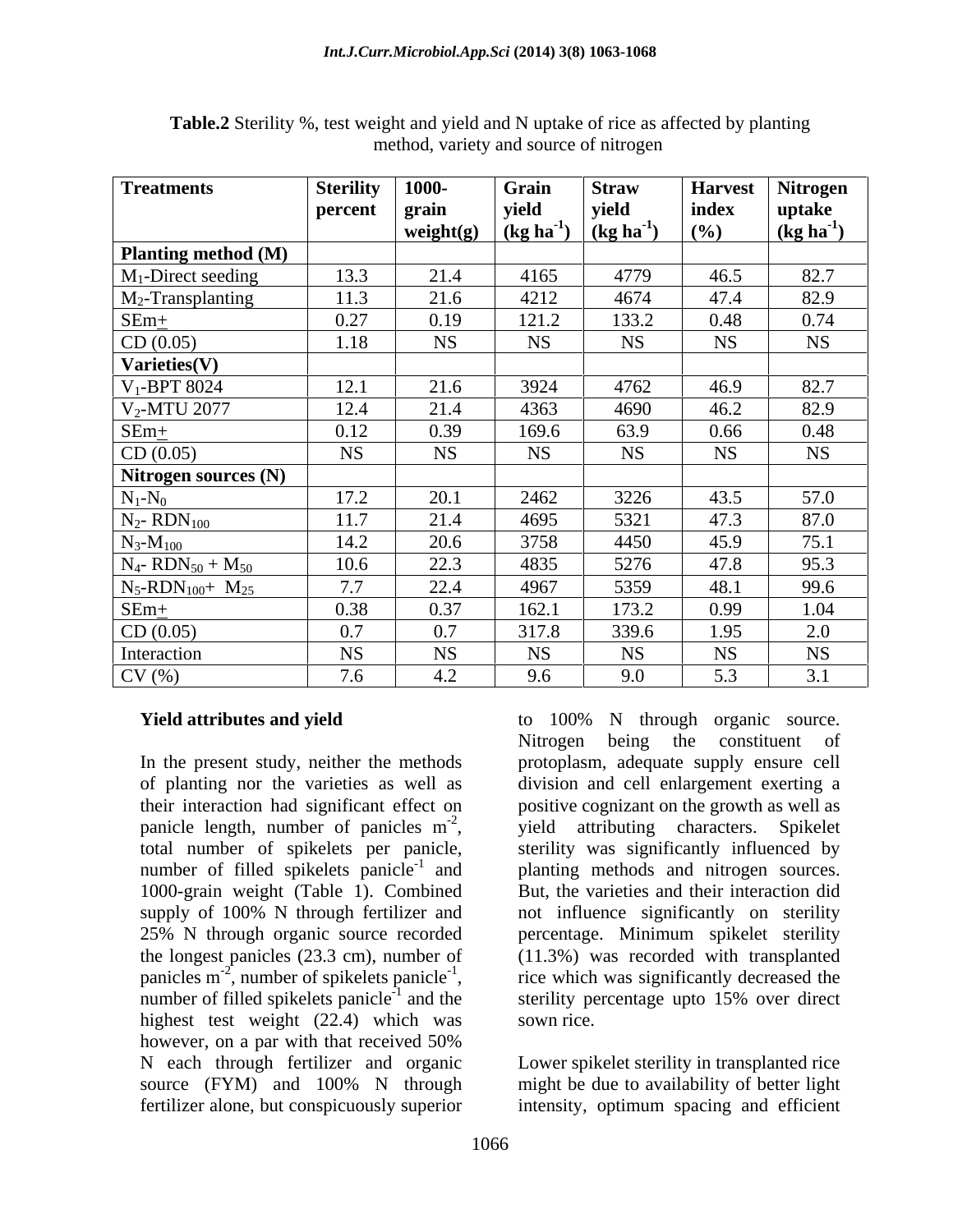**Table.2** Sterility %, test weight and yield and N uptake of rice as affected by planting method, variety and source of nitrogen

| Treatments | Sterility percent | 1000-grain weight(g) | Grain yield (kg ha$^{-1}$) | Straw yield (kg ha$^{-1}$) | Harvest index (%) | Nitrogen uptake (kg ha$^{-1}$) |
|---|---|---|---|---|---|---|
| **Planting method (M)** | | | | | | |
| $M_1$-Direct seeding | 13.3 | 21.4 | 4165 | 4779 | 46.5 | 82.7 |
| $M_2$-Transplanting | 11.3 | 21.6 | 4212 | 4674 | 47.4 | 82.9 |
| SEm± | 0.27 | 0.19 | 121.2 | 133.2 | 0.48 | 0.74 |
| CD (0.05) | 1.18 | NS | NS | NS | NS | NS |
| **Varieties(V)** | | | | | | |
| $V_1$-BPT 8024 | 12.1 | 21.6 | 3924 | 4762 | 46.9 | 82.7 |
| $V_2$-MTU 2077 | 12.4 | 21.4 | 4363 | 4690 | 46.2 | 82.9 |
| SEm± | 0.12 | 0.39 | 169.6 | 63.9 | 0.66 | 0.48 |
| CD (0.05) | NS | NS | NS | NS | NS | NS |
| **Nitrogen sources (N)** | | | | | | |
| $N_1$-$N_0$ | 17.2 | 20.1 | 2462 | 3226 | 43.5 | 57.0 |
| $N_2$- $RDN_{100}$ | 11.7 | 21.4 | 4695 | 5321 | 47.3 | 87.0 |
| $N_3$-$M_{100}$ | 14.2 | 20.6 | 3758 | 4450 | 45.9 | 75.1 |
| $N_4$- $RDN_{50}$ + $M_{50}$ | 10.6 | 22.3 | 4835 | 5276 | 47.8 | 95.3 |
| $N_5$-$RDN_{100}$+ $M_{25}$ | 7.7 | 22.4 | 4967 | 5359 | 48.1 | 99.6 |
| SEm± | 0.38 | 0.37 | 162.1 | 173.2 | 0.99 | 1.04 |
| CD (0.05) | 0.7 | 0.7 | 317.8 | 339.6 | 1.95 | 2.0 |
| Interaction | NS | NS | NS | NS | NS | NS |
| CV (%) | 7.6 | 4.2 | 9.6 | 9.0 | 5.3 | 3.1 |

**Yield attributes and yield**

In the present study, neither the methods of planting nor the varieties as well as their interaction had significant effect on panicle length, number of panicles m$^{-2}$, total number of spikelets per panicle, number of filled spikelets panicle$^{-1}$ and 1000-grain weight (Table 1). Combined supply of 100% N through fertilizer and 25% N through organic source recorded the longest panicles (23.3 cm), number of panicles m$^{-2}$, number of spikelets panicle$^{-1}$, number of filled spikelets panicle$^{-1}$ and the highest test weight (22.4) which was however, on a par with that received 50% N each through fertilizer and organic source (FYM) and 100% N through fertilizer alone, but conspicuously superior to 100% N through organic source. Nitrogen being the constituent of protoplasm, adequate supply ensure cell division and cell enlargement exerting a positive cognizant on the growth as well as yield attributing characters. Spikelet sterility was significantly influenced by planting methods and nitrogen sources. But, the varieties and their interaction did not influence significantly on sterility percentage. Minimum spikelet sterility (11.3%) was recorded with transplanted rice which was significantly decreased the sterility percentage upto 15% over direct sown rice.

Lower spikelet sterility in transplanted rice might be due to availability of better light intensity, optimum spacing and efficient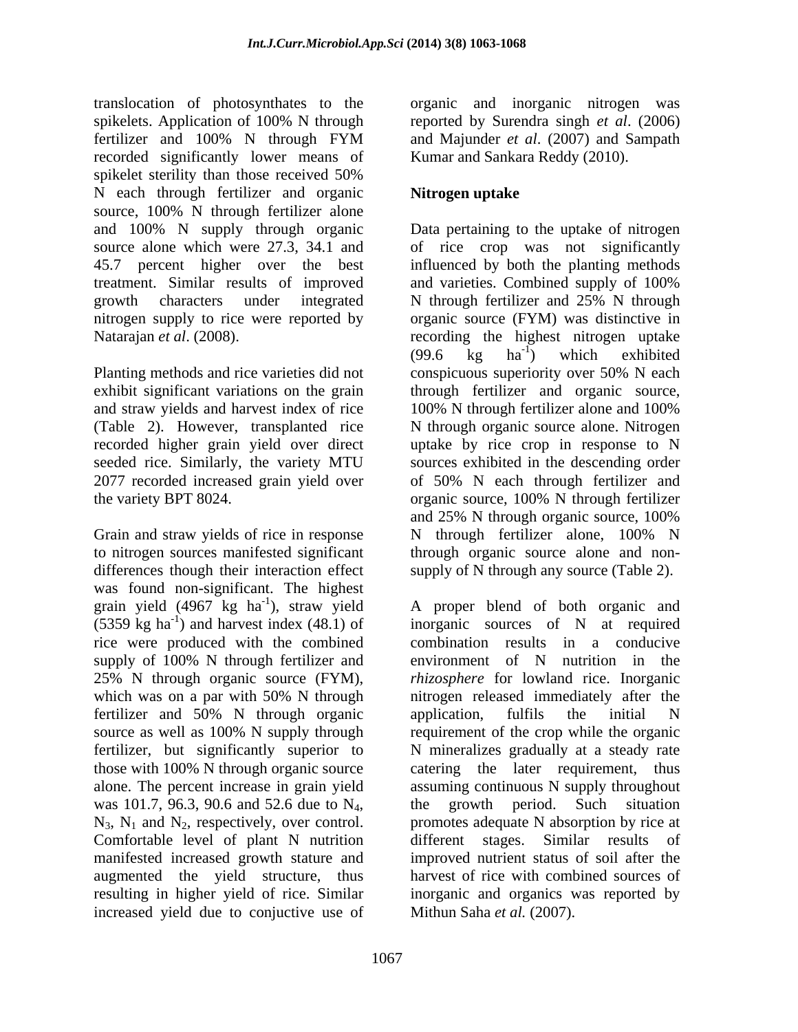translocation of photosynthates to the spikelets. Application of 100% N through fertilizer and 100% N through FYM recorded significantly lower means of spikelet sterility than those received 50% N each through fertilizer and organic source, 100% N through fertilizer alone and 100% N supply through organic source alone which were 27.3, 34.1 and 45.7 percent higher over the best treatment. Similar results of improved growth characters under integrated nitrogen supply to rice were reported by Natarajan *et al*. (2008).

Planting methods and rice varieties did not exhibit significant variations on the grain and straw yields and harvest index of rice (Table 2). However, transplanted rice recorded higher grain yield over direct seeded rice. Similarly, the variety MTU 2077 recorded increased grain yield over the variety BPT 8024.

Grain and straw yields of rice in response to nitrogen sources manifested significant differences though their interaction effect was found non-significant. The highest grain yield (4967 kg $ha^{-1}$), straw yield (5359 kg $ha^{-1}$) and harvest index (48.1) of rice were produced with the combined supply of 100% N through fertilizer and 25% N through organic source (FYM), which was on a par with 50% N through fertilizer and 50% N through organic source as well as 100% N supply through fertilizer, but significantly superior to those with 100% N through organic source alone. The percent increase in grain yield was 101.7, 96.3, 90.6 and 52.6 due to $N_4$, $N_3$, $N_1$ and $N_2$, respectively, over control. Comfortable level of plant N nutrition manifested increased growth stature and augmented the yield structure, thus resulting in higher yield of rice. Similar increased yield due to conjuctive use of organic and inorganic nitrogen was reported by Surendra singh *et al*. (2006) and Majunder *et al*. (2007) and Sampath Kumar and Sankara Reddy (2010).

## Nitrogen uptake

Data pertaining to the uptake of nitrogen of rice crop was not significantly influenced by both the planting methods and varieties. Combined supply of 100% N through fertilizer and 25% N through organic source (FYM) was distinctive in recording the highest nitrogen uptake (99.6 kg $ha^{-1}$) which exhibited conspicuous superiority over 50% N each through fertilizer and organic source, 100% N through fertilizer alone and 100% N through organic source alone. Nitrogen uptake by rice crop in response to N sources exhibited in the descending order of 50% N each through fertilizer and organic source, 100% N through fertilizer and 25% N through organic source, 100% N through fertilizer alone, 100% N through organic source alone and non-supply of N through any source (Table 2).

A proper blend of both organic and inorganic sources of N at required combination results in a conducive environment of N nutrition in the *rhizosphere* for lowland rice. Inorganic nitrogen released immediately after the application, fulfils the initial N requirement of the crop while the organic N mineralizes gradually at a steady rate catering the later requirement, thus assuming continuous N supply throughout the growth period. Such situation promotes adequate N absorption by rice at different stages. Similar results of improved nutrient status of soil after the harvest of rice with combined sources of inorganic and organics was reported by Mithun Saha *et al.* (2007).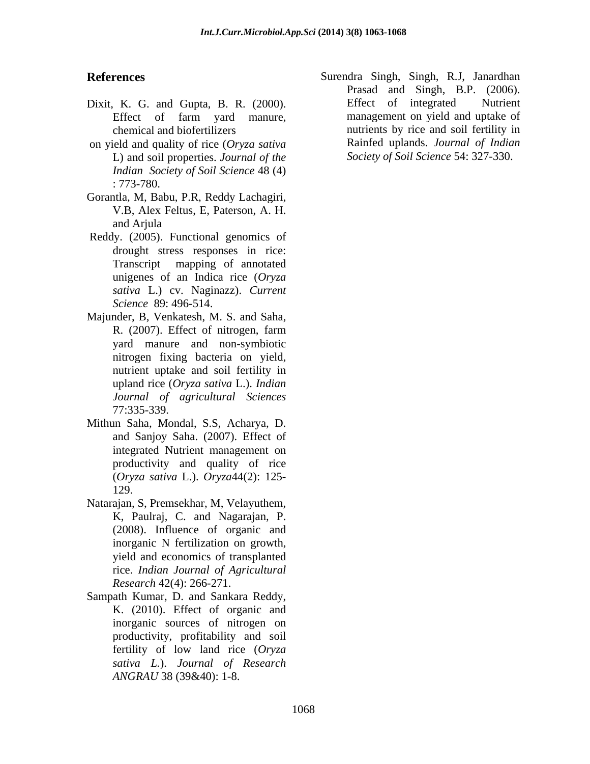## References

Dixit, K. G. and Gupta, B. R. (2000). Effect of farm yard manure, chemical and biofertilizers on yield and quality of rice (*Oryza sativa* L) and soil properties. *Journal of the Indian Society of Soil Science* 48 (4) : 773-780.

Gorantla, M, Babu, P.R, Reddy Lachagiri, V.B, Alex Feltus, E, Paterson, A. H. and Arjula Reddy. (2005). Functional genomics of drought stress responses in rice: Transcript mapping of annotated unigenes of an Indica rice (*Oryza sativa* L.) cv. Naginazz). *Current Science* 89: 496-514.

Majunder, B, Venkatesh, M. S. and Saha, R. (2007). Effect of nitrogen, farm yard manure and non-symbiotic nitrogen fixing bacteria on yield, nutrient uptake and soil fertility in upland rice (*Oryza sativa* L.). *Indian Journal of agricultural Sciences* 77:335-339.

Mithun Saha, Mondal, S.S, Acharya, D. and Sanjoy Saha. (2007). Effect of integrated Nutrient management on productivity and quality of rice (*Oryza sativa* L.). *Oryza*44(2): 125-129.

Natarajan, S, Premsekhar, M, Velayuthem, K, Paulraj, C. and Nagarajan, P. (2008). Influence of organic and inorganic N fertilization on growth, yield and economics of transplanted rice. *Indian Journal of Agricultural Research* 42(4): 266-271.

Sampath Kumar, D. and Sankara Reddy, K. (2010). Effect of organic and inorganic sources of nitrogen on productivity, profitability and soil fertility of low land rice (*Oryza sativa L.*). *Journal of Research ANGRAU* 38 (39&40): 1-8.

Surendra Singh, Singh, R.J, Janardhan Prasad and Singh, B.P. (2006). Effect of integrated Nutrient management on yield and uptake of nutrients by rice and soil fertility in Rainfed uplands. *Journal of Indian Society of Soil Science* 54: 327-330.